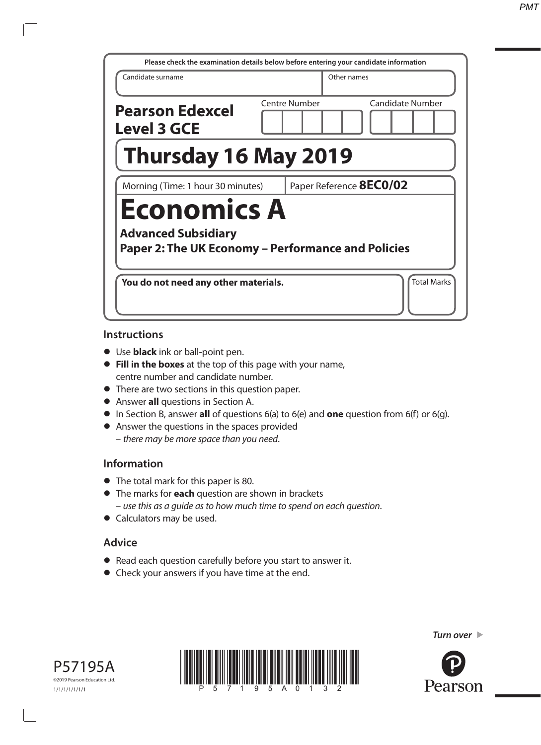Please check the examination details below before entering your candidate information

| Candidate surname | Other names |
|---|---|
| | |

**Pearson Edexcel Level 3 GCE**

Centre Number | Candidate Number

# Thursday 16 May 2019

Morning (Time: 1 hour 30 minutes) | Paper Reference **8EC0/02**

# Economics A

**Advanced Subsidiary**

**Paper 2: The UK Economy – Performance and Policies**

**You do not need any other materials.**

Total Marks

## Instructions

- Use **black** ink or ball-point pen.
- **Fill in the boxes** at the top of this page with your name, centre number and candidate number.
- There are two sections in this question paper.
- Answer **all** questions in Section A.
- In Section B, answer **all** of questions 6(a) to 6(e) and **one** question from 6(f) or 6(g).
- Answer the questions in the spaces provided – *there may be more space than you need*.

## Information

- The total mark for this paper is 80.
- The marks for **each** question are shown in brackets – *use this as a guide as to how much time to spend on each question*.
- Calculators may be used.

## Advice

- Read each question carefully before you start to answer it.
- Check your answers if you have time at the end.

*Turn over*

P57195A

©2019 Pearson Education Ltd.

1/1/1/1/1/1/1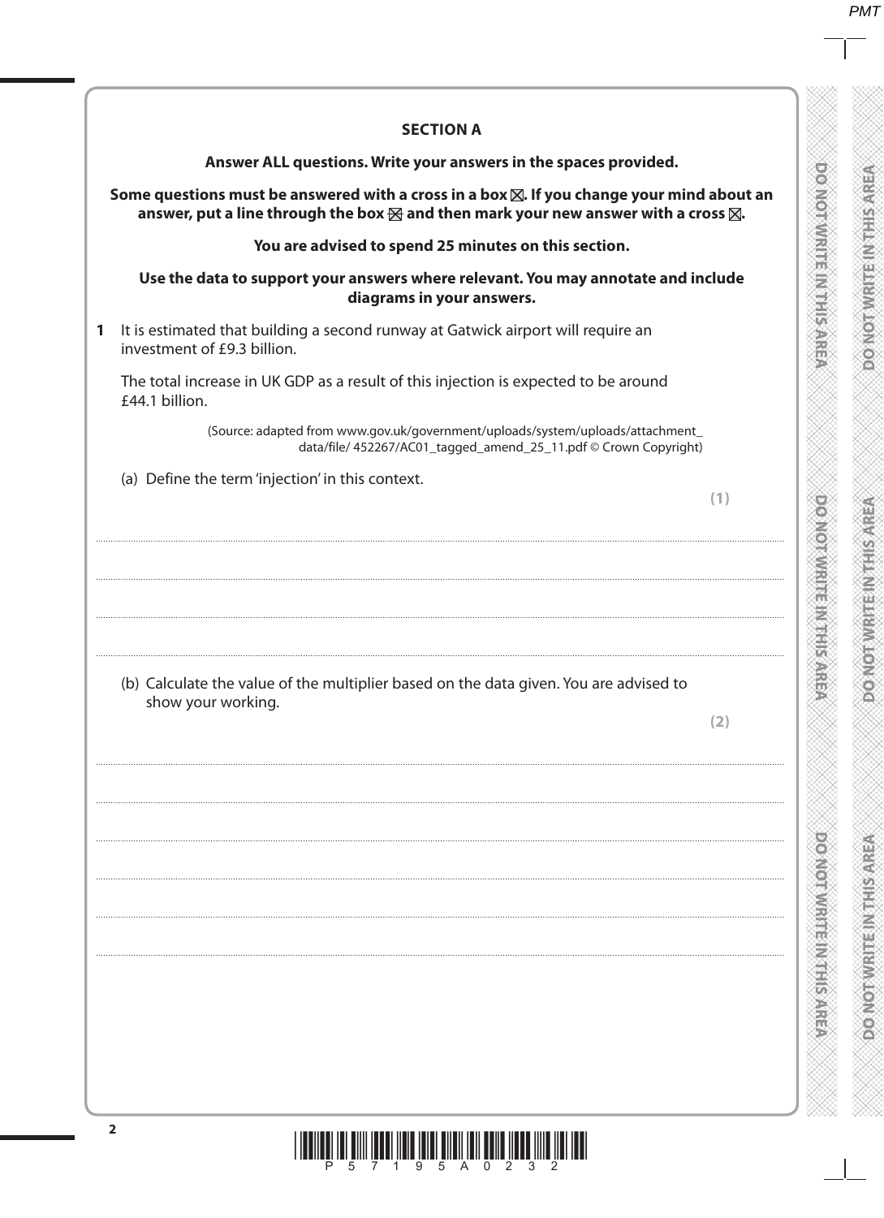## SECTION A

**Answer ALL questions. Write your answers in the spaces provided.**

**Some questions must be answered with a cross in a box ☒. If you change your mind about an answer, put a line through the box ☒ and then mark your new answer with a cross ☒.**

**You are advised to spend 25 minutes on this section.**

**Use the data to support your answers where relevant. You may annotate and include diagrams in your answers.**

**1** It is estimated that building a second runway at Gatwick airport will require an investment of £9.3 billion.

The total increase in UK GDP as a result of this injection is expected to be around £44.1 billion.

(Source: adapted from www.gov.uk/government/uploads/system/uploads/attachment_data/file/ 452267/AC01_tagged_amend_25_11.pdf © Crown Copyright)

(a) Define the term 'injection' in this context.

**(1)**

.......................................................................................................................................................................................

.......................................................................................................................................................................................

.......................................................................................................................................................................................

.......................................................................................................................................................................................

(b) Calculate the value of the multiplier based on the data given. You are advised to show your working.

**(2)**

.......................................................................................................................................................................................

.......................................................................................................................................................................................

.......................................................................................................................................................................................

.......................................................................................................................................................................................

.......................................................................................................................................................................................

.......................................................................................................................................................................................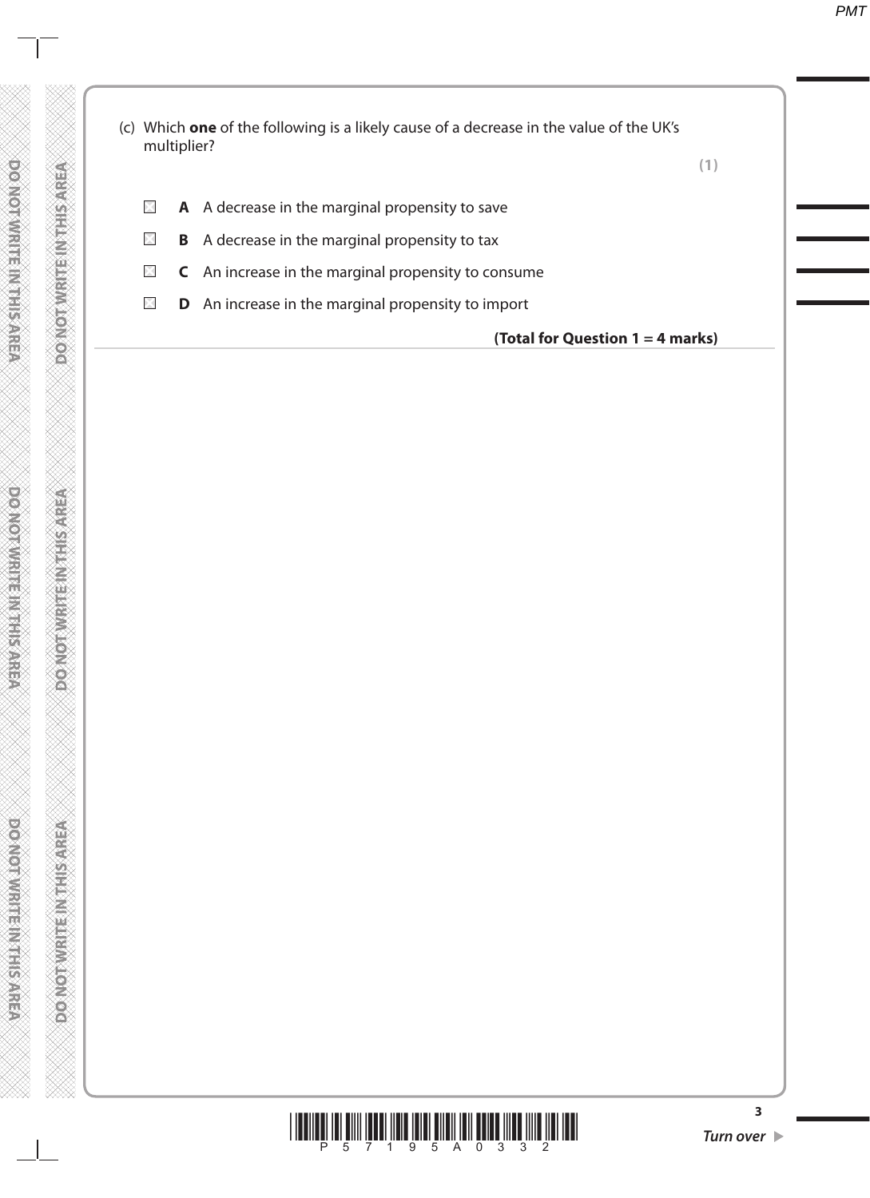(c) Which **one** of the following is a likely cause of a decrease in the value of the UK's multiplier?

**(1)**

- ☐ **A** A decrease in the marginal propensity to save
- ☐ **B** A decrease in the marginal propensity to tax
- ☐ **C** An increase in the marginal propensity to consume
- ☐ **D** An increase in the marginal propensity to import

**(Total for Question 1 = 4 marks)**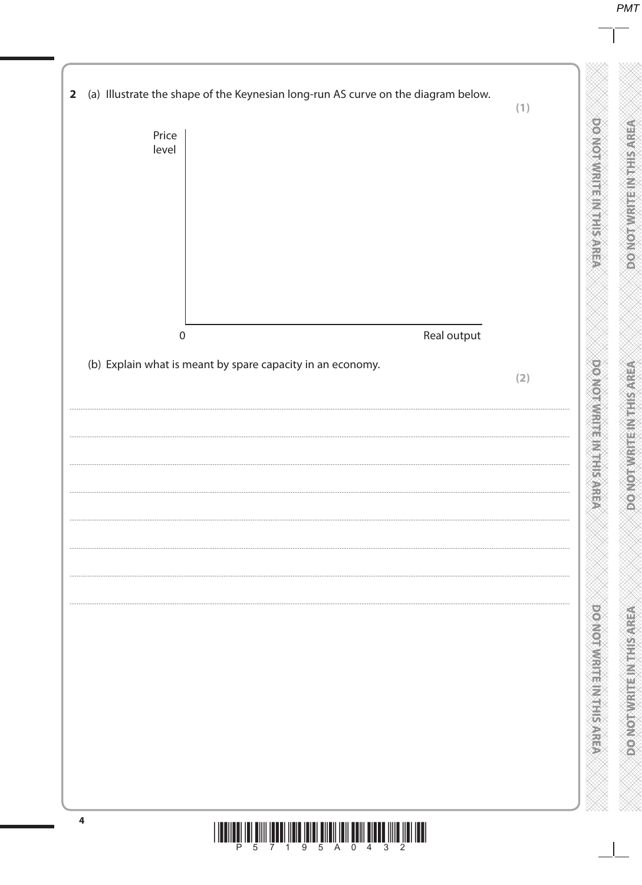**2** (a) Illustrate the shape of the Keynesian long-run AS curve on the diagram below.

**(1)**

Price level

0

Real output

(b) Explain what is meant by spare capacity in an economy.

**(2)**

.......................................................................................................................................................................................................................

.......................................................................................................................................................................................................................

.......................................................................................................................................................................................................................

.......................................................................................................................................................................................................................

.......................................................................................................................................................................................................................

.......................................................................................................................................................................................................................

.......................................................................................................................................................................................................................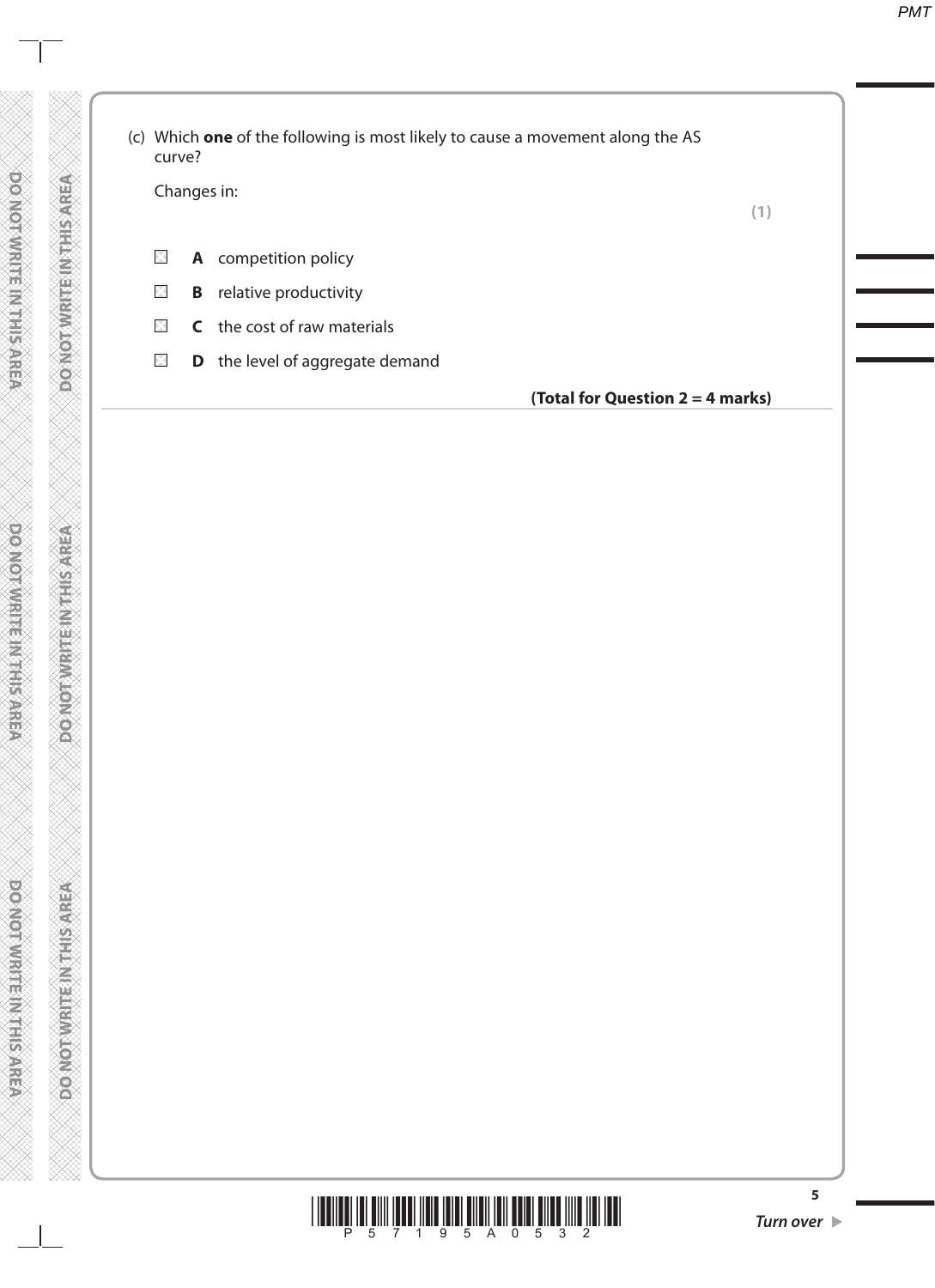(c) Which **one** of the following is most likely to cause a movement along the AS curve?

Changes in:

**(1)**

- ☒ **A** competition policy
- ☒ **B** relative productivity
- ☒ **C** the cost of raw materials
- ☒ **D** the level of aggregate demand

**(Total for Question 2 = 4 marks)**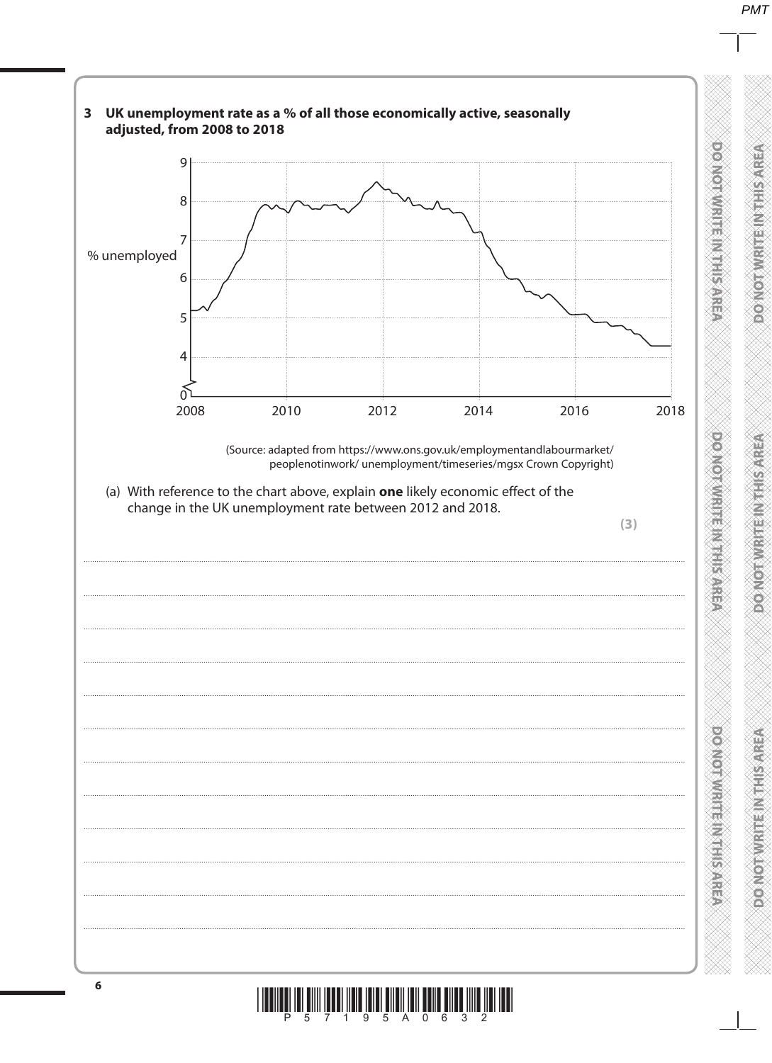**3 UK unemployment rate as a % of all those economically active, seasonally adjusted, from 2008 to 2018**

(Source: adapted from https://www.ons.gov.uk/employmentandlabourmarket/peoplenotinwork/unemployment/timeseries/mgsx Crown Copyright)

(a) With reference to the chart above, explain **one** likely economic effect of the change in the UK unemployment rate between 2012 and 2018.

**(3)**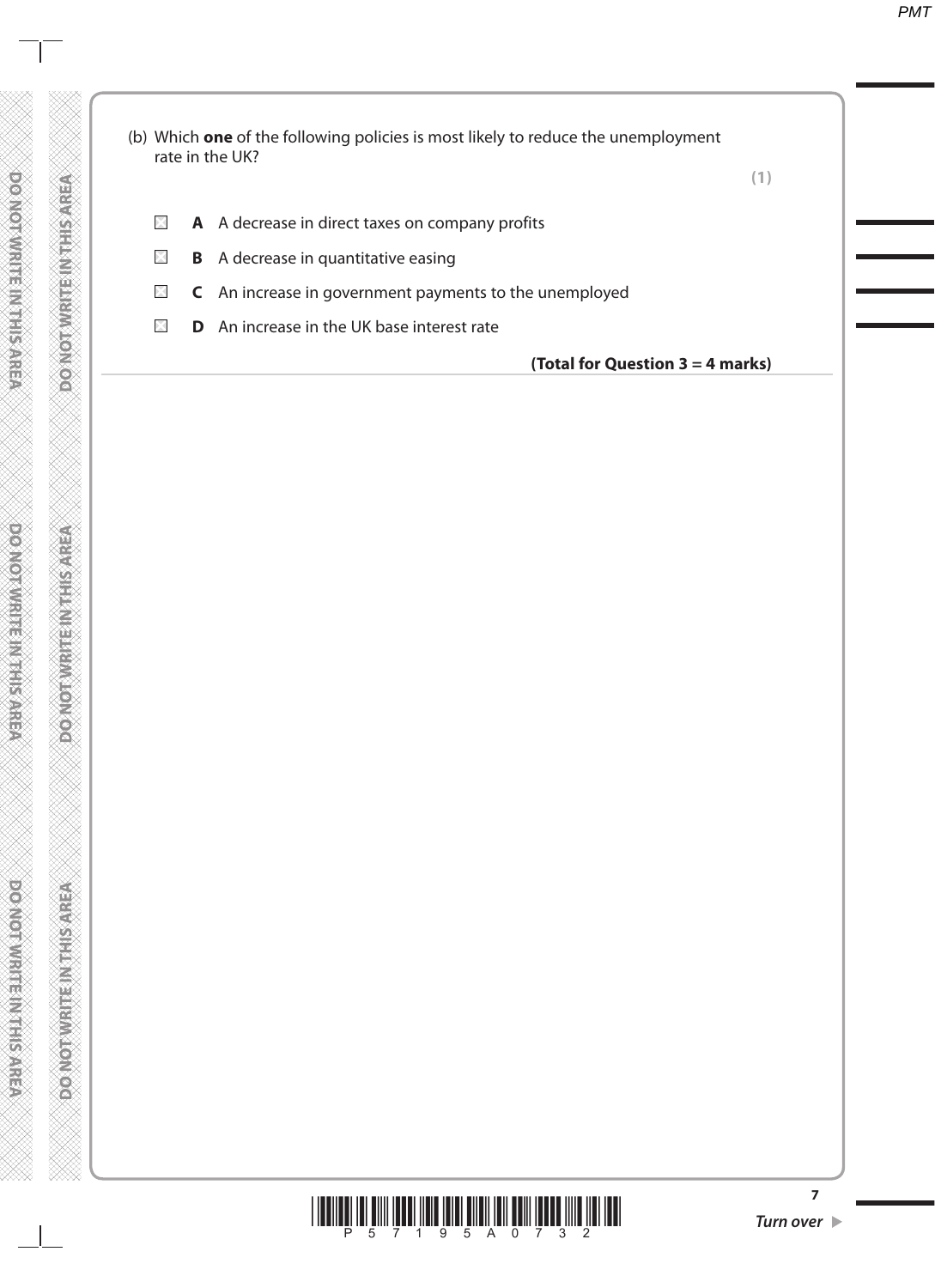(b) Which **one** of the following policies is most likely to reduce the unemployment rate in the UK?

**(1)**

- ☒ **A** A decrease in direct taxes on company profits
- ☒ **B** A decrease in quantitative easing
- ☒ **C** An increase in government payments to the unemployed
- ☒ **D** An increase in the UK base interest rate

**(Total for Question 3 = 4 marks)**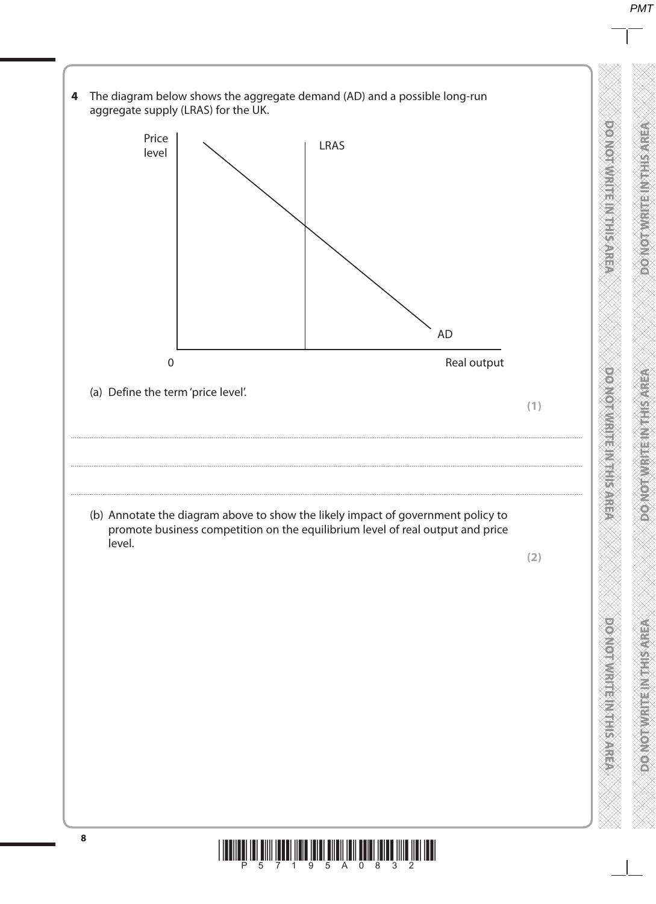**4** The diagram below shows the aggregate demand (AD) and a possible long-run aggregate supply (LRAS) for the UK.

Price level

LRAS

AD

0 Real output

(a) Define the term 'price level'.

**(1)**

.......................................................................................................................................................................................................................................

.......................................................................................................................................................................................................................................

(b) Annotate the diagram above to show the likely impact of government policy to promote business competition on the equilibrium level of real output and price level.

**(2)**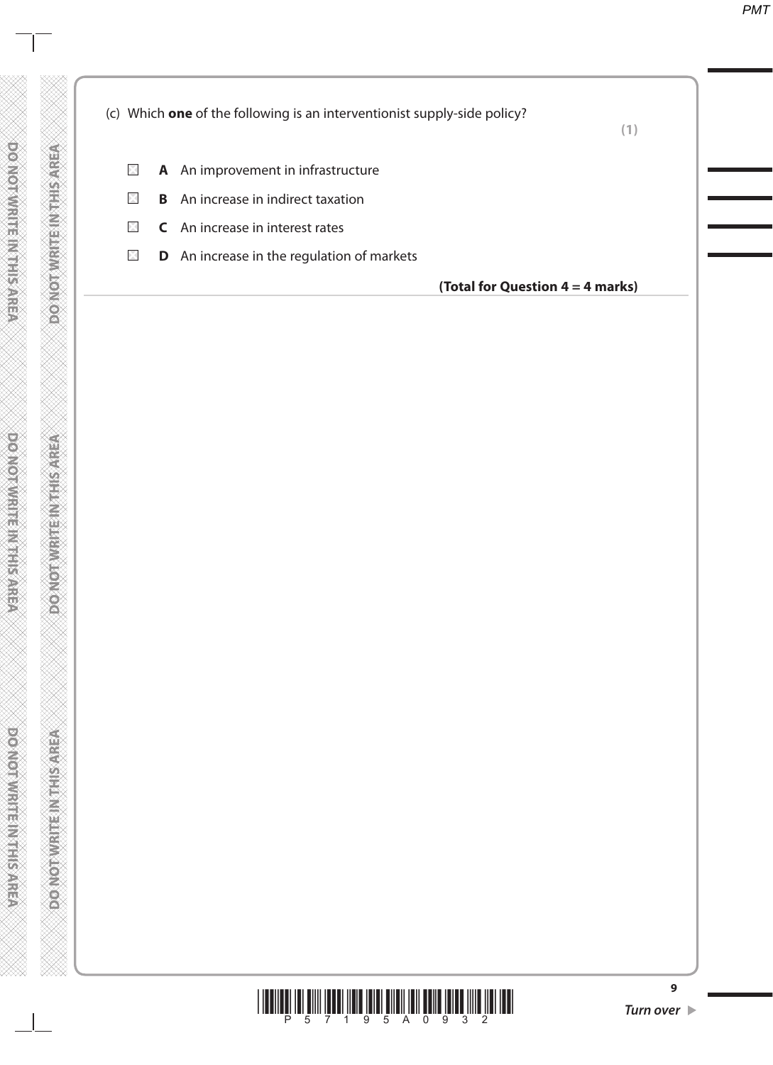(c) Which **one** of the following is an interventionist supply-side policy?

**(1)**

- **A** An improvement in infrastructure
- **B** An increase in indirect taxation
- **C** An increase in interest rates
- **D** An increase in the regulation of markets

**(Total for Question 4 = 4 marks)**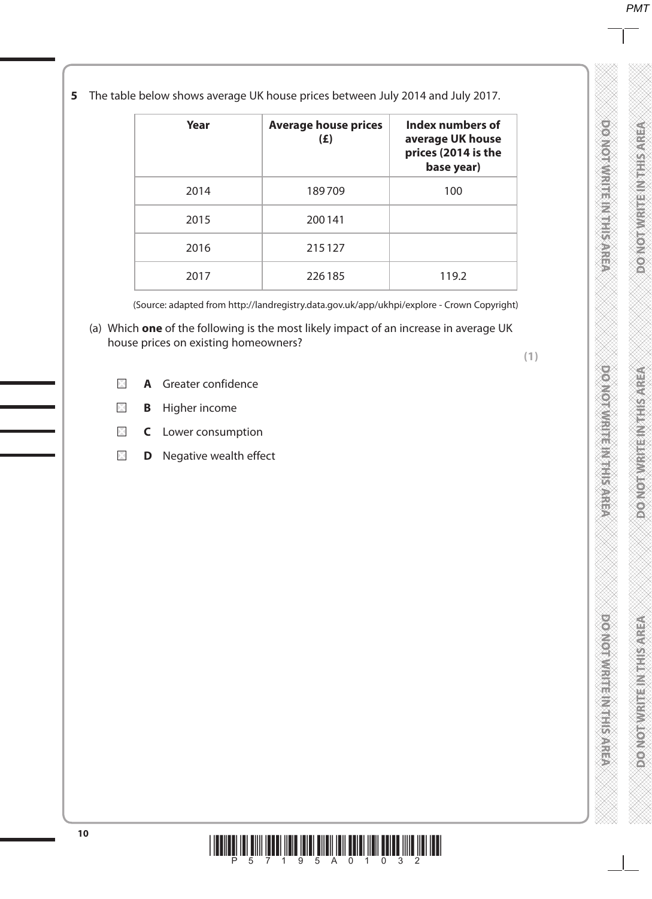**5** The table below shows average UK house prices between July 2014 and July 2017.

| Year | Average house prices (£) | Index numbers of average UK house prices (2014 is the base year) |
|---|---|---|
| 2014 | 189 709 | 100 |
| 2015 | 200 141 | |
| 2016 | 215 127 | |
| 2017 | 226 185 | 119.2 |

(Source: adapted from http://landregistry.data.gov.uk/app/ukhpi/explore - Crown Copyright)

(a) Which **one** of the following is the most likely impact of an increase in average UK house prices on existing homeowners?

**(1)**

- ☒ **A** Greater confidence
- ☒ **B** Higher income
- ☒ **C** Lower consumption
- ☒ **D** Negative wealth effect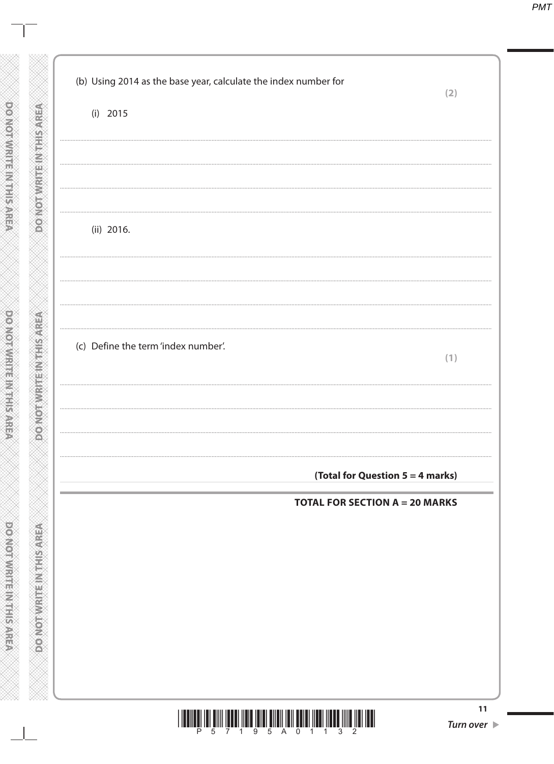(b) Using 2014 as the base year, calculate the index number for

**(2)**

(i) 2015

(ii) 2016.

(c) Define the term 'index number'.

**(1)**

**(Total for Question 5 = 4 marks)**

**TOTAL FOR SECTION A = 20 MARKS**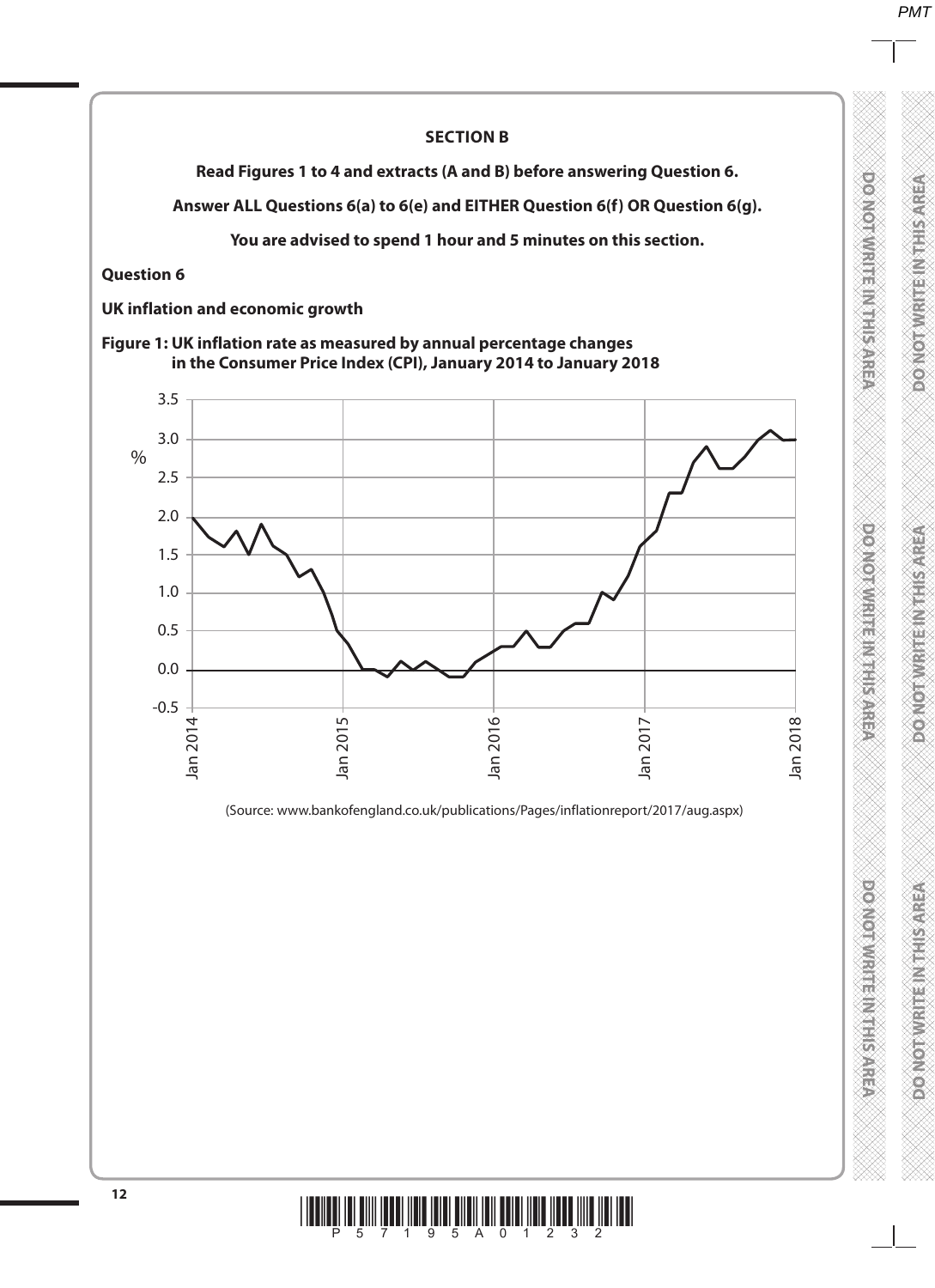## SECTION B

**Read Figures 1 to 4 and extracts (A and B) before answering Question 6.**

**Answer ALL Questions 6(a) to 6(e) and EITHER Question 6(f) OR Question 6(g).**

**You are advised to spend 1 hour and 5 minutes on this section.**

**Question 6**

**UK inflation and economic growth**

**Figure 1: UK inflation rate as measured by annual percentage changes in the Consumer Price Index (CPI), January 2014 to January 2018**

(Source: www.bankofengland.co.uk/publications/Pages/inflationreport/2017/aug.aspx)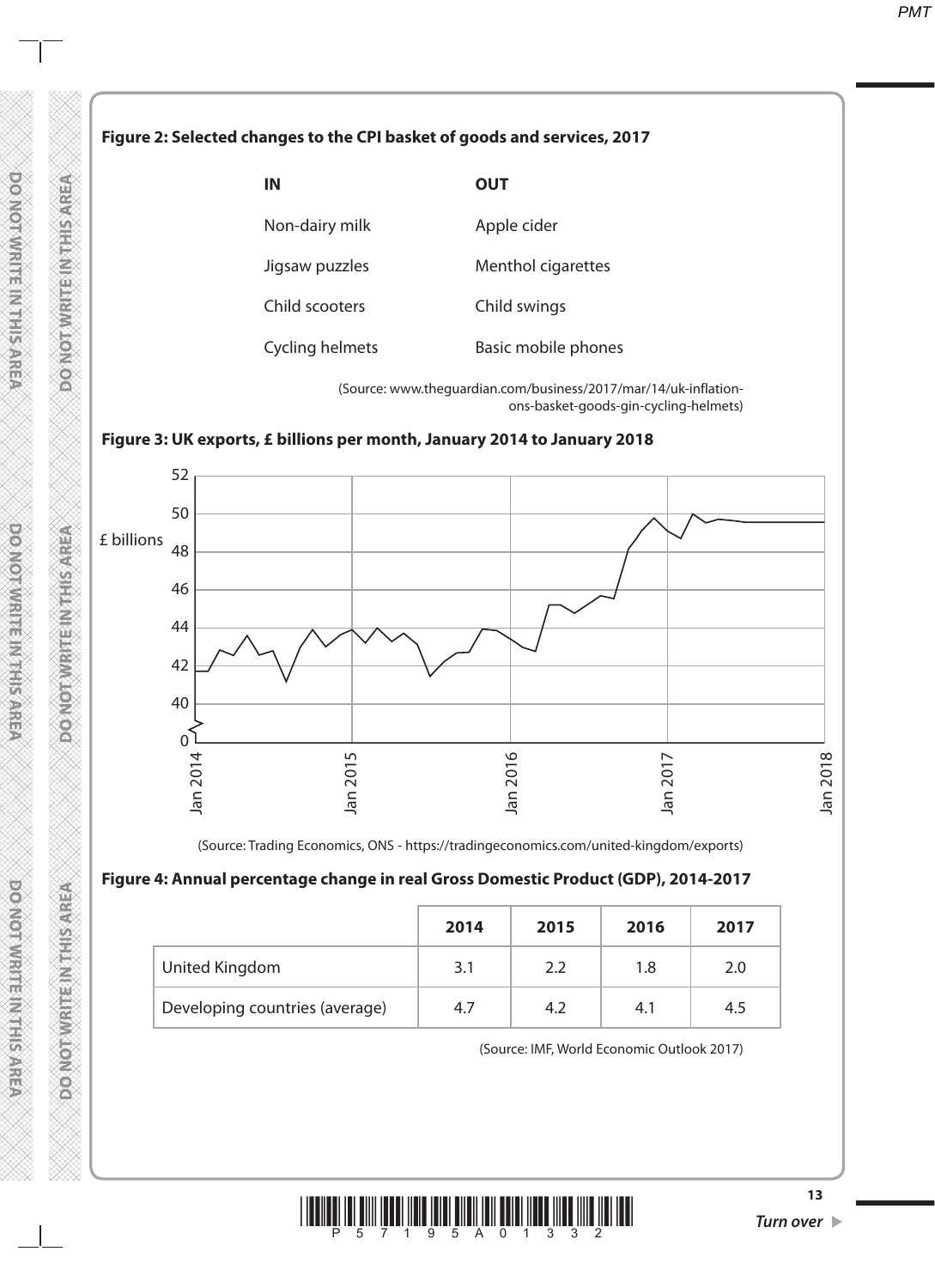**Figure 2: Selected changes to the CPI basket of goods and services, 2017**

| IN | OUT |
|---|---|
| Non-dairy milk | Apple cider |
| Jigsaw puzzles | Menthol cigarettes |
| Child scooters | Child swings |
| Cycling helmets | Basic mobile phones |

(Source: www.theguardian.com/business/2017/mar/14/uk-inflation-ons-basket-goods-gin-cycling-helmets)

**Figure 3: UK exports, £ billions per month, January 2014 to January 2018**

(Source: Trading Economics, ONS - https://tradingeconomics.com/united-kingdom/exports)

**Figure 4: Annual percentage change in real Gross Domestic Product (GDP), 2014-2017**

| | 2014 | 2015 | 2016 | 2017 |
|---|---|---|---|---|
| United Kingdom | 3.1 | 2.2 | 1.8 | 2.0 |
| Developing countries (average) | 4.7 | 4.2 | 4.1 | 4.5 |

(Source: IMF, World Economic Outlook 2017)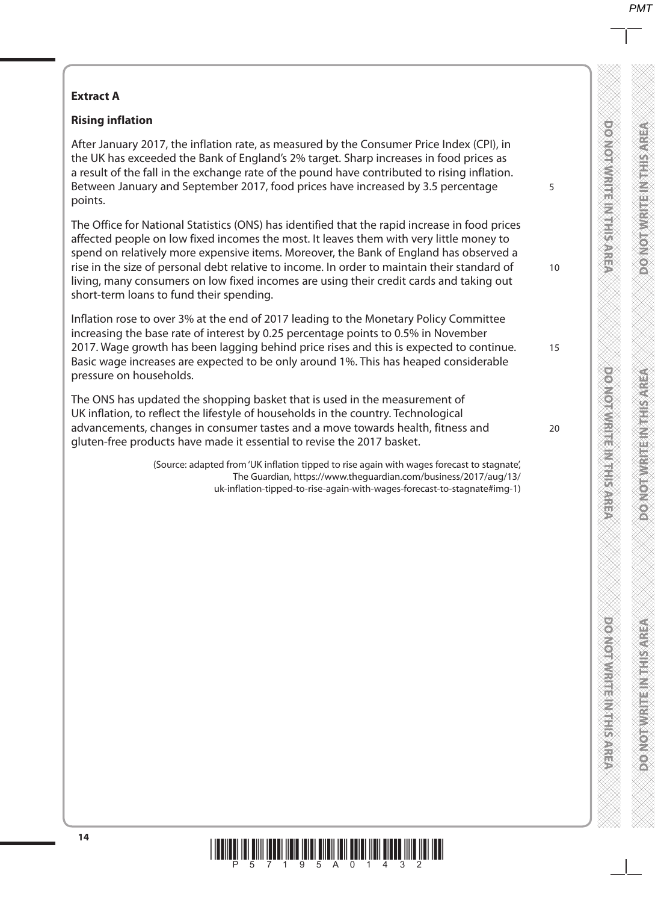**Extract A**

**Rising inflation**

After January 2017, the inflation rate, as measured by the Consumer Price Index (CPI), in the UK has exceeded the Bank of England's 2% target. Sharp increases in food prices as a result of the fall in the exchange rate of the pound have contributed to rising inflation. Between January and September 2017, food prices have increased by 3.5 percentage points.

The Office for National Statistics (ONS) has identified that the rapid increase in food prices affected people on low fixed incomes the most. It leaves them with very little money to spend on relatively more expensive items. Moreover, the Bank of England has observed a rise in the size of personal debt relative to income. In order to maintain their standard of living, many consumers on low fixed incomes are using their credit cards and taking out short-term loans to fund their spending.

Inflation rose to over 3% at the end of 2017 leading to the Monetary Policy Committee increasing the base rate of interest by 0.25 percentage points to 0.5% in November 2017. Wage growth has been lagging behind price rises and this is expected to continue. Basic wage increases are expected to be only around 1%. This has heaped considerable pressure on households.

The ONS has updated the shopping basket that is used in the measurement of UK inflation, to reflect the lifestyle of households in the country. Technological advancements, changes in consumer tastes and a move towards health, fitness and gluten-free products have made it essential to revise the 2017 basket.

(Source: adapted from 'UK inflation tipped to rise again with wages forecast to stagnate', The Guardian, https://www.theguardian.com/business/2017/aug/13/uk-inflation-tipped-to-rise-again-with-wages-forecast-to-stagnate#img-1)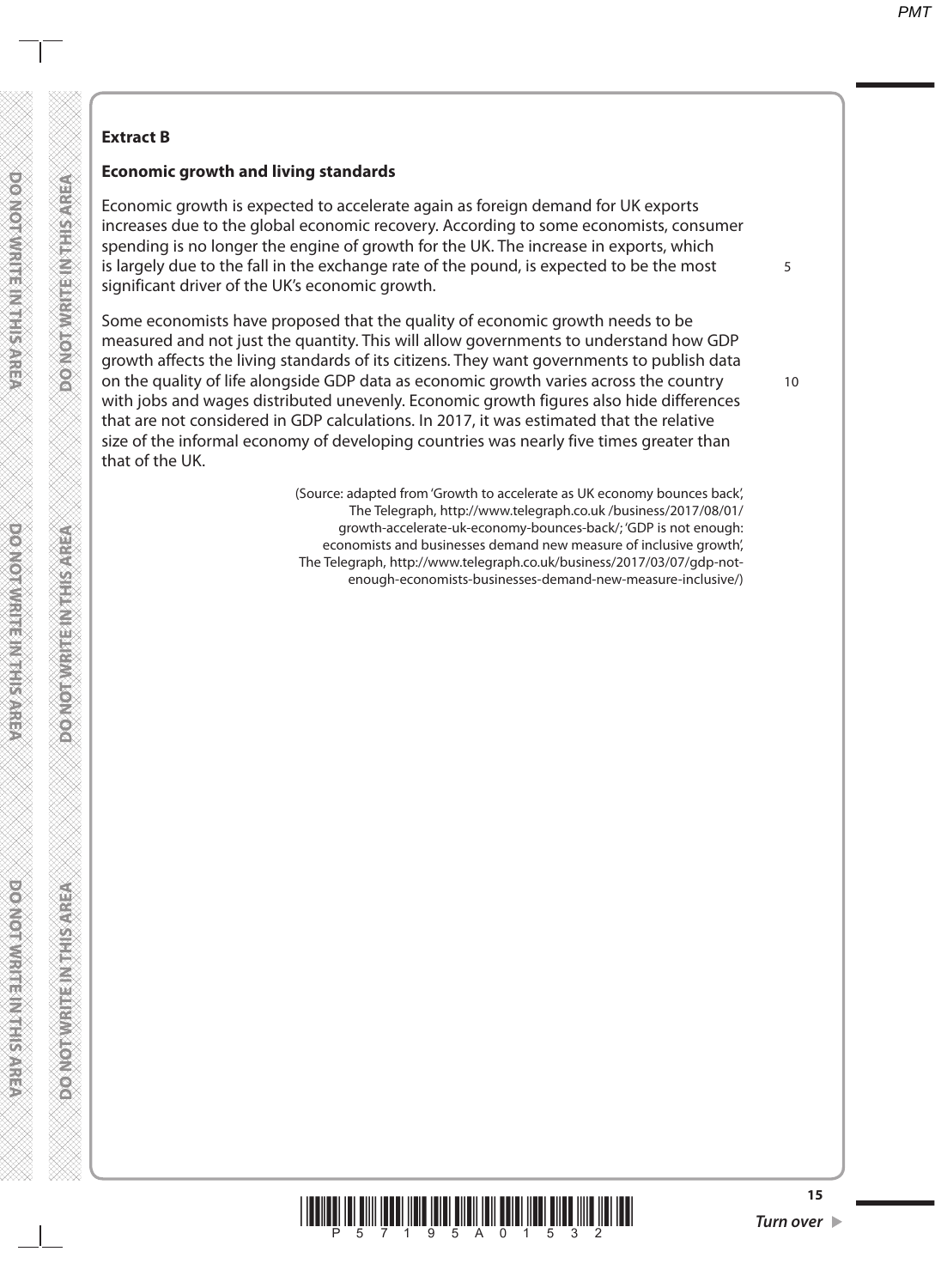**Extract B**

**Economic growth and living standards**

Economic growth is expected to accelerate again as foreign demand for UK exports increases due to the global economic recovery. According to some economists, consumer spending is no longer the engine of growth for the UK. The increase in exports, which is largely due to the fall in the exchange rate of the pound, is expected to be the most significant driver of the UK's economic growth.

Some economists have proposed that the quality of economic growth needs to be measured and not just the quantity. This will allow governments to understand how GDP growth affects the living standards of its citizens. They want governments to publish data on the quality of life alongside GDP data as economic growth varies across the country with jobs and wages distributed unevenly. Economic growth figures also hide differences that are not considered in GDP calculations. In 2017, it was estimated that the relative size of the informal economy of developing countries was nearly five times greater than that of the UK.

(Source: adapted from 'Growth to accelerate as UK economy bounces back', The Telegraph, http://www.telegraph.co.uk /business/2017/08/01/growth-accelerate-uk-economy-bounces-back/; 'GDP is not enough: economists and businesses demand new measure of inclusive growth', The Telegraph, http://www.telegraph.co.uk/business/2017/03/07/gdp-not-enough-economists-businesses-demand-new-measure-inclusive/)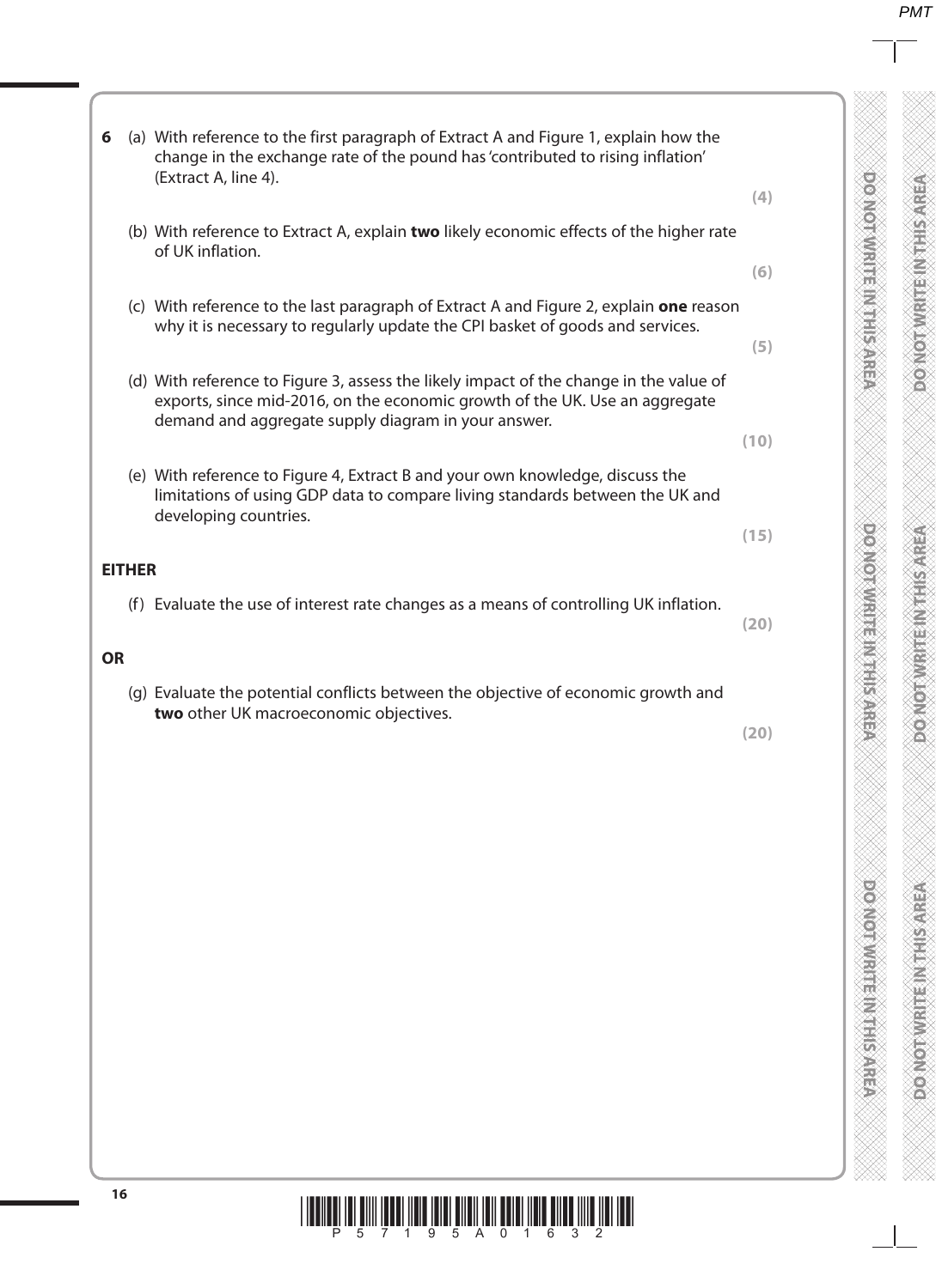**6** (a) With reference to the first paragraph of Extract A and Figure 1, explain how the change in the exchange rate of the pound has 'contributed to rising inflation' (Extract A, line 4).

**(4)**

(b) With reference to Extract A, explain **two** likely economic effects of the higher rate of UK inflation.

**(6)**

(c) With reference to the last paragraph of Extract A and Figure 2, explain **one** reason why it is necessary to regularly update the CPI basket of goods and services.

**(5)**

(d) With reference to Figure 3, assess the likely impact of the change in the value of exports, since mid-2016, on the economic growth of the UK. Use an aggregate demand and aggregate supply diagram in your answer.

**(10)**

(e) With reference to Figure 4, Extract B and your own knowledge, discuss the limitations of using GDP data to compare living standards between the UK and developing countries.

**(15)**

**EITHER**

(f) Evaluate the use of interest rate changes as a means of controlling UK inflation.

**(20)**

**OR**

(g) Evaluate the potential conflicts between the objective of economic growth and **two** other UK macroeconomic objectives.

**(20)**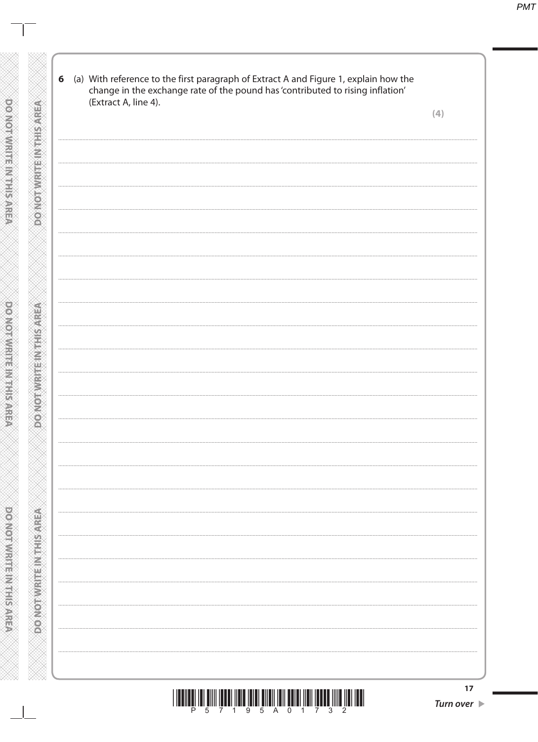**6** (a) With reference to the first paragraph of Extract A and Figure 1, explain how the change in the exchange rate of the pound has 'contributed to rising inflation' (Extract A, line 4).

**(4)**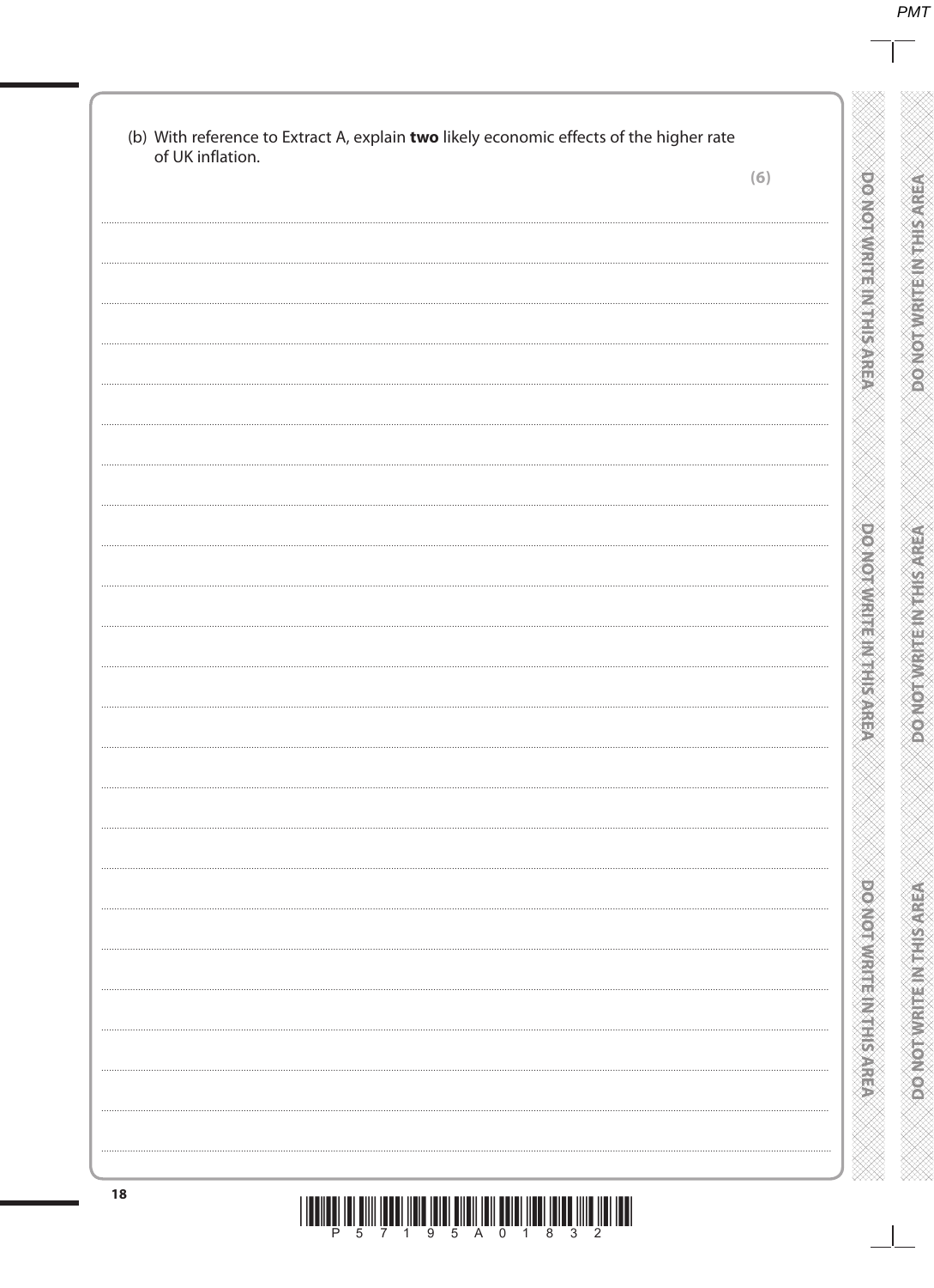(b) With reference to Extract A, explain **two** likely economic effects of the higher rate of UK inflation.

**(6)**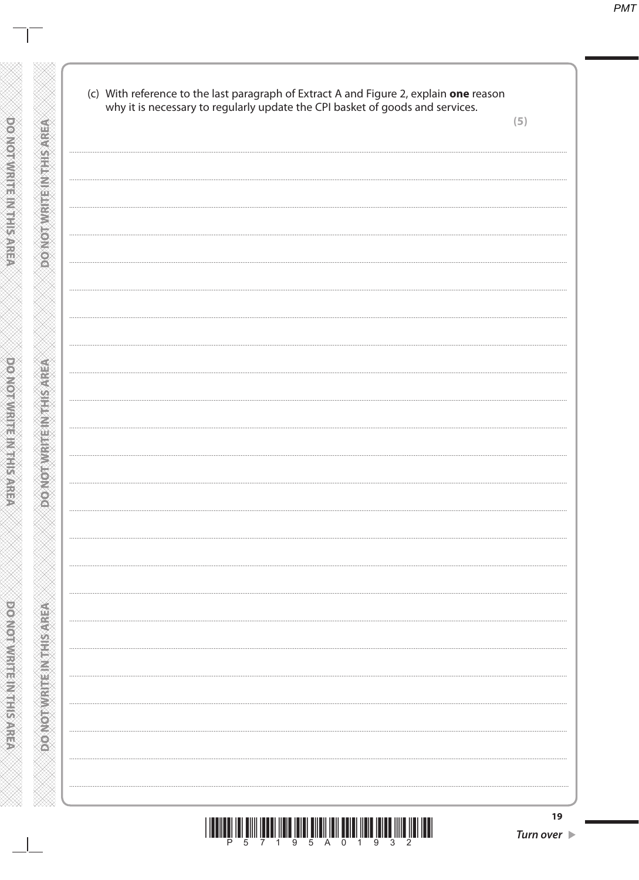(c) With reference to the last paragraph of Extract A and Figure 2, explain **one** reason why it is necessary to regularly update the CPI basket of goods and services.

**(5)**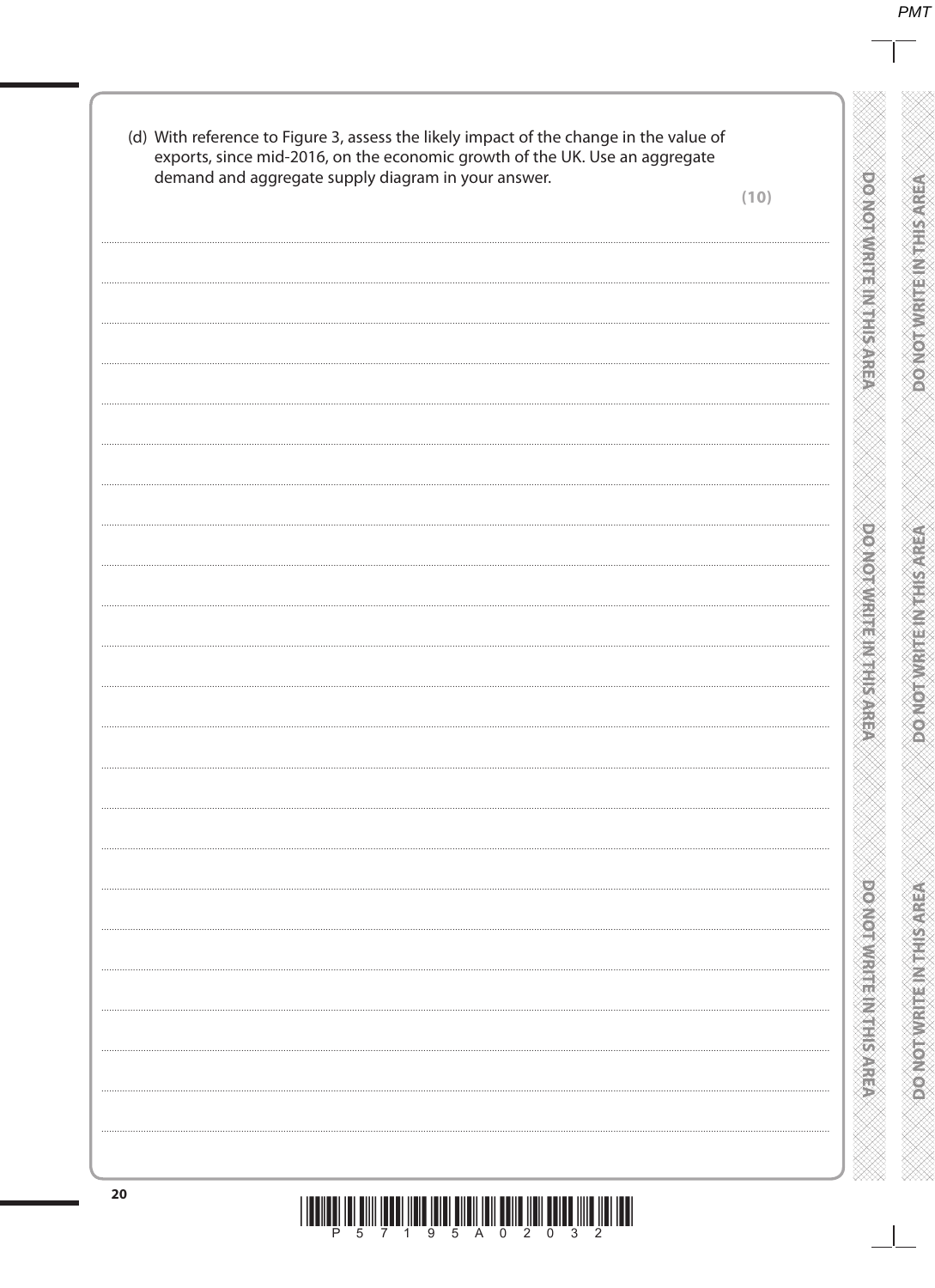(d) With reference to Figure 3, assess the likely impact of the change in the value of exports, since mid-2016, on the economic growth of the UK. Use an aggregate demand and aggregate supply diagram in your answer.

**(10)**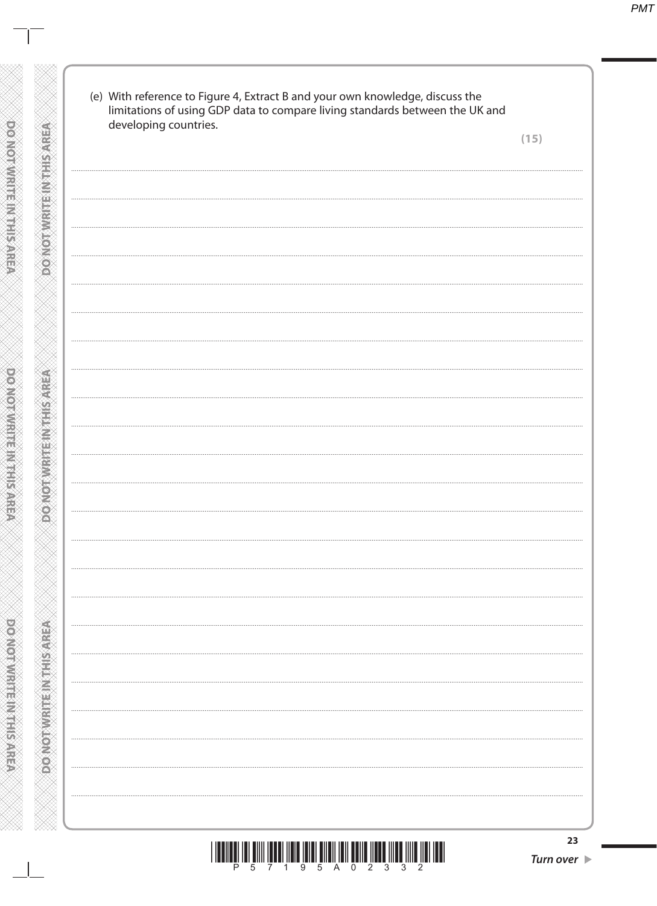(e) With reference to Figure 4, Extract B and your own knowledge, discuss the limitations of using GDP data to compare living standards between the UK and developing countries.

**(15)**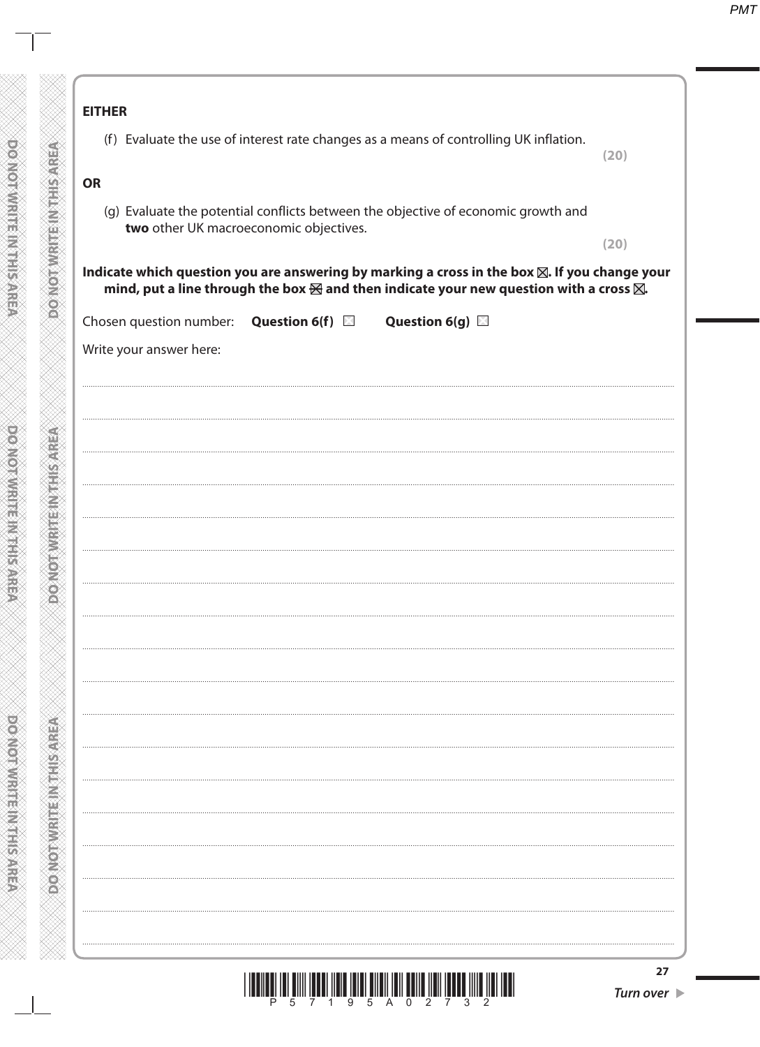**EITHER**

(f) Evaluate the use of interest rate changes as a means of controlling UK inflation.

**(20)**

**OR**

(g) Evaluate the potential conflicts between the objective of economic growth and **two** other UK macroeconomic objectives.

**(20)**

**Indicate which question you are answering by marking a cross in the box ☒. If you change your mind, put a line through the box ☒ and then indicate your new question with a cross ☒.**

Chosen question number: **Question 6(f)** ☐ **Question 6(g)** ☐

Write your answer here: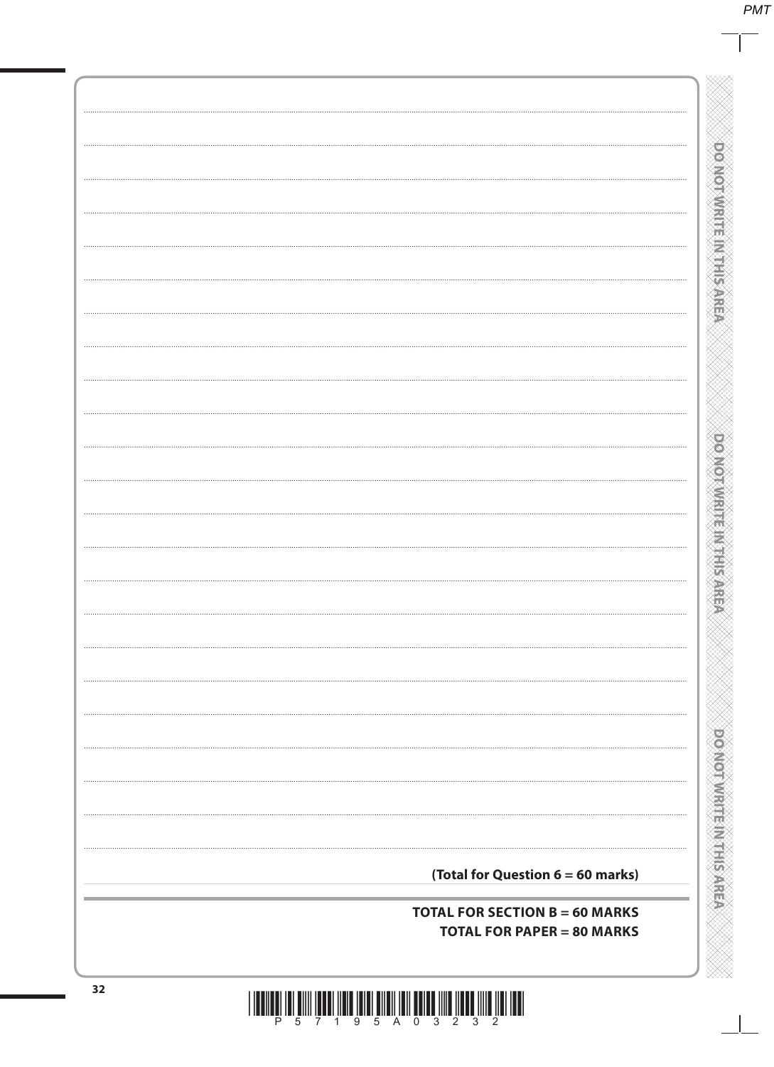(Total for Question 6 = 60 marks)

**TOTAL FOR SECTION B = 60 MARKS**

**TOTAL FOR PAPER = 80 MARKS**